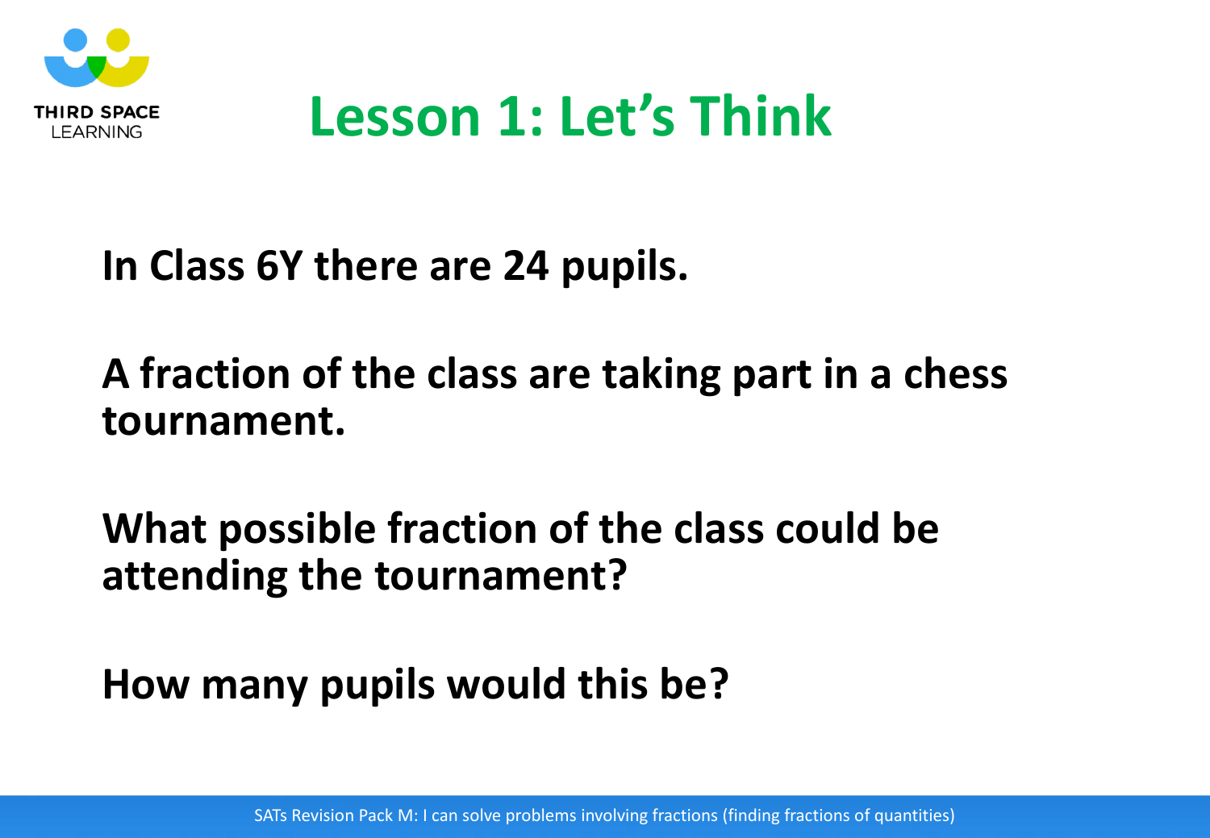# Lesson 1: Let's Think

**In Class 6Y there are 24 pupils.**

**A fraction of the class are taking part in a chess tournament.**

**What possible fraction of the class could be attending the tournament?**

**How many pupils would this be?**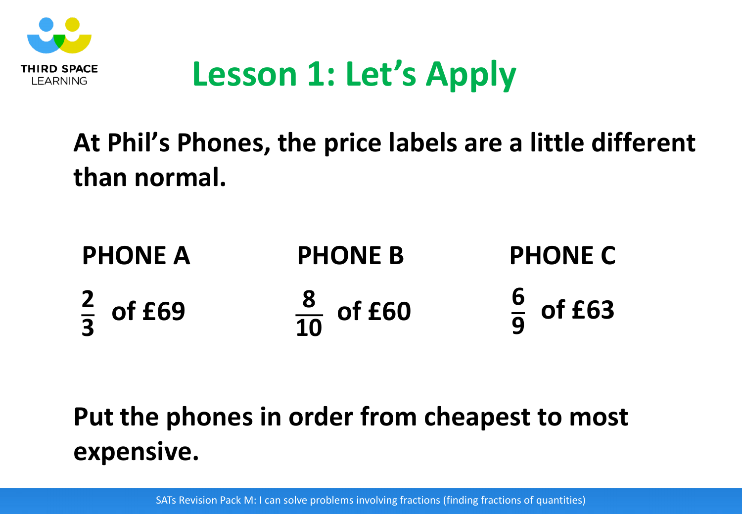# Lesson 1: Let's Apply

**At Phil's Phones, the price labels are a little different than normal.**

| PHONE A | PHONE B | PHONE C |
| --- | --- | --- |
| $\frac{2}{3}$ of £69 | $\frac{8}{10}$ of £60 | $\frac{6}{9}$ of £63 |

**Put the phones in order from cheapest to most expensive.**

SATs Revision Pack M: I can solve problems involving fractions (finding fractions of quantities)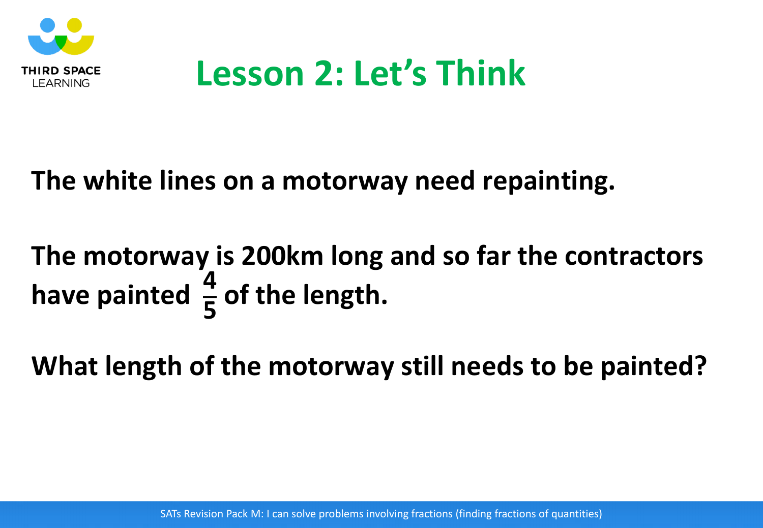# Lesson 2: Let's Think

**The white lines on a motorway need repainting.**

**The motorway is 200km long and so far the contractors have painted $\frac{4}{5}$ of the length.**

**What length of the motorway still needs to be painted?**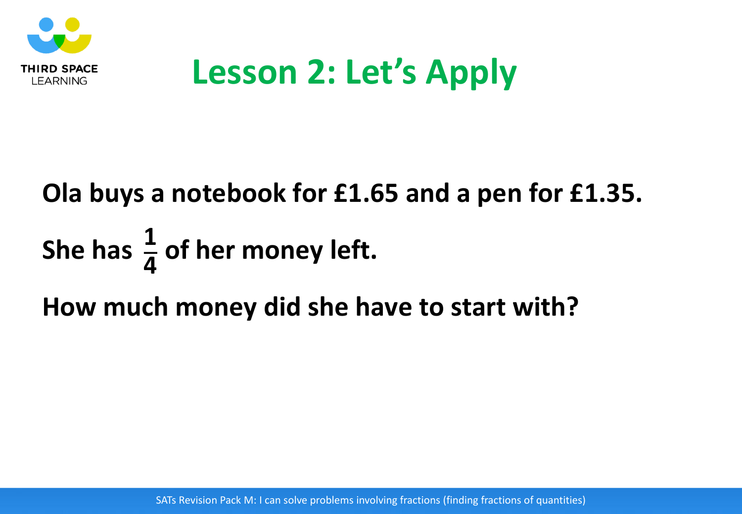# Lesson 2: Let's Apply

**Ola buys a notebook for £1.65 and a pen for £1.35.**

**She has $\frac{1}{4}$ of her money left.**

**How much money did she have to start with?**